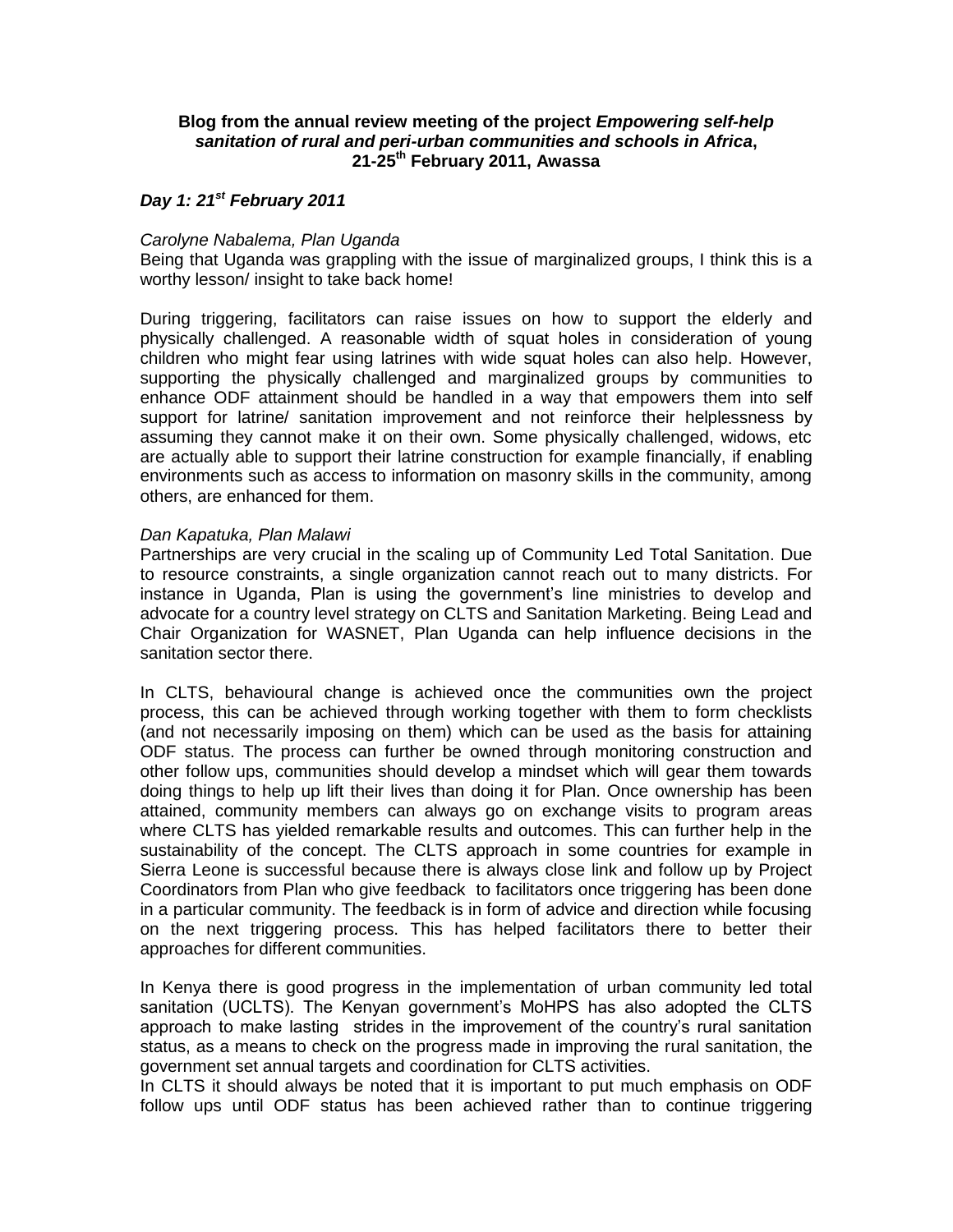**Blog from the annual review meeting of the project *Empowering self-help sanitation of rural and peri-urban communities and schools in Africa*, 21-25th February 2011, Awassa**

## *Day 1: 21st February 2011*

*Carolyne Nabalema, Plan Uganda*

Being that Uganda was grappling with the issue of marginalized groups, I think this is a worthy lesson/ insight to take back home!

During triggering, facilitators can raise issues on how to support the elderly and physically challenged. A reasonable width of squat holes in consideration of young children who might fear using latrines with wide squat holes can also help. However, supporting the physically challenged and marginalized groups by communities to enhance ODF attainment should be handled in a way that empowers them into self support for latrine/ sanitation improvement and not reinforce their helplessness by assuming they cannot make it on their own. Some physically challenged, widows, etc are actually able to support their latrine construction for example financially, if enabling environments such as access to information on masonry skills in the community, among others, are enhanced for them.

*Dan Kapatuka, Plan Malawi*

Partnerships are very crucial in the scaling up of Community Led Total Sanitation. Due to resource constraints, a single organization cannot reach out to many districts. For instance in Uganda, Plan is using the government's line ministries to develop and advocate for a country level strategy on CLTS and Sanitation Marketing. Being Lead and Chair Organization for WASNET, Plan Uganda can help influence decisions in the sanitation sector there.

In CLTS, behavioural change is achieved once the communities own the project process, this can be achieved through working together with them to form checklists (and not necessarily imposing on them) which can be used as the basis for attaining ODF status. The process can further be owned through monitoring construction and other follow ups, communities should develop a mindset which will gear them towards doing things to help up lift their lives than doing it for Plan. Once ownership has been attained, community members can always go on exchange visits to program areas where CLTS has yielded remarkable results and outcomes. This can further help in the sustainability of the concept. The CLTS approach in some countries for example in Sierra Leone is successful because there is always close link and follow up by Project Coordinators from Plan who give feedback to facilitators once triggering has been done in a particular community. The feedback is in form of advice and direction while focusing on the next triggering process. This has helped facilitators there to better their approaches for different communities.

In Kenya there is good progress in the implementation of urban community led total sanitation (UCLTS). The Kenyan government's MoHPS has also adopted the CLTS approach to make lasting strides in the improvement of the country's rural sanitation status, as a means to check on the progress made in improving the rural sanitation, the government set annual targets and coordination for CLTS activities.

In CLTS it should always be noted that it is important to put much emphasis on ODF follow ups until ODF status has been achieved rather than to continue triggering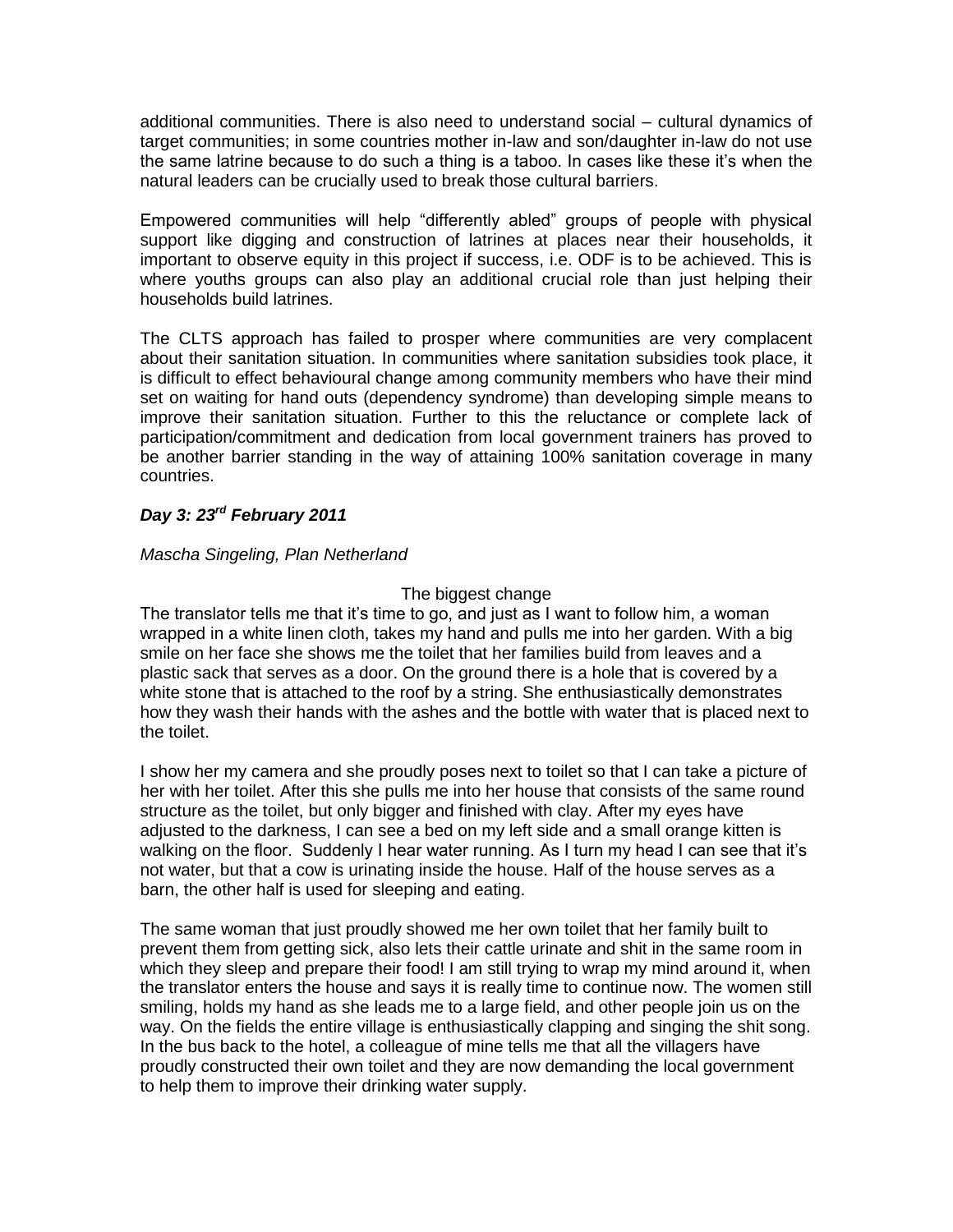additional communities. There is also need to understand social – cultural dynamics of target communities; in some countries mother in-law and son/daughter in-law do not use the same latrine because to do such a thing is a taboo. In cases like these it's when the natural leaders can be crucially used to break those cultural barriers.

Empowered communities will help "differently abled" groups of people with physical support like digging and construction of latrines at places near their households, it important to observe equity in this project if success, i.e. ODF is to be achieved. This is where youths groups can also play an additional crucial role than just helping their households build latrines.

The CLTS approach has failed to prosper where communities are very complacent about their sanitation situation. In communities where sanitation subsidies took place, it is difficult to effect behavioural change among community members who have their mind set on waiting for hand outs (dependency syndrome) than developing simple means to improve their sanitation situation. Further to this the reluctance or complete lack of participation/commitment and dedication from local government trainers has proved to be another barrier standing in the way of attaining 100% sanitation coverage in many countries.

### *Day 3: 23rd February 2011*

*Mascha Singeling, Plan Netherland*

The biggest change

The translator tells me that it's time to go, and just as I want to follow him, a woman wrapped in a white linen cloth, takes my hand and pulls me into her garden. With a big smile on her face she shows me the toilet that her families build from leaves and a plastic sack that serves as a door. On the ground there is a hole that is covered by a white stone that is attached to the roof by a string. She enthusiastically demonstrates how they wash their hands with the ashes and the bottle with water that is placed next to the toilet.

I show her my camera and she proudly poses next to toilet so that I can take a picture of her with her toilet. After this she pulls me into her house that consists of the same round structure as the toilet, but only bigger and finished with clay. After my eyes have adjusted to the darkness, I can see a bed on my left side and a small orange kitten is walking on the floor. Suddenly I hear water running. As I turn my head I can see that it's not water, but that a cow is urinating inside the house. Half of the house serves as a barn, the other half is used for sleeping and eating.

The same woman that just proudly showed me her own toilet that her family built to prevent them from getting sick, also lets their cattle urinate and shit in the same room in which they sleep and prepare their food! I am still trying to wrap my mind around it, when the translator enters the house and says it is really time to continue now. The women still smiling, holds my hand as she leads me to a large field, and other people join us on the way. On the fields the entire village is enthusiastically clapping and singing the shit song. In the bus back to the hotel, a colleague of mine tells me that all the villagers have proudly constructed their own toilet and they are now demanding the local government to help them to improve their drinking water supply.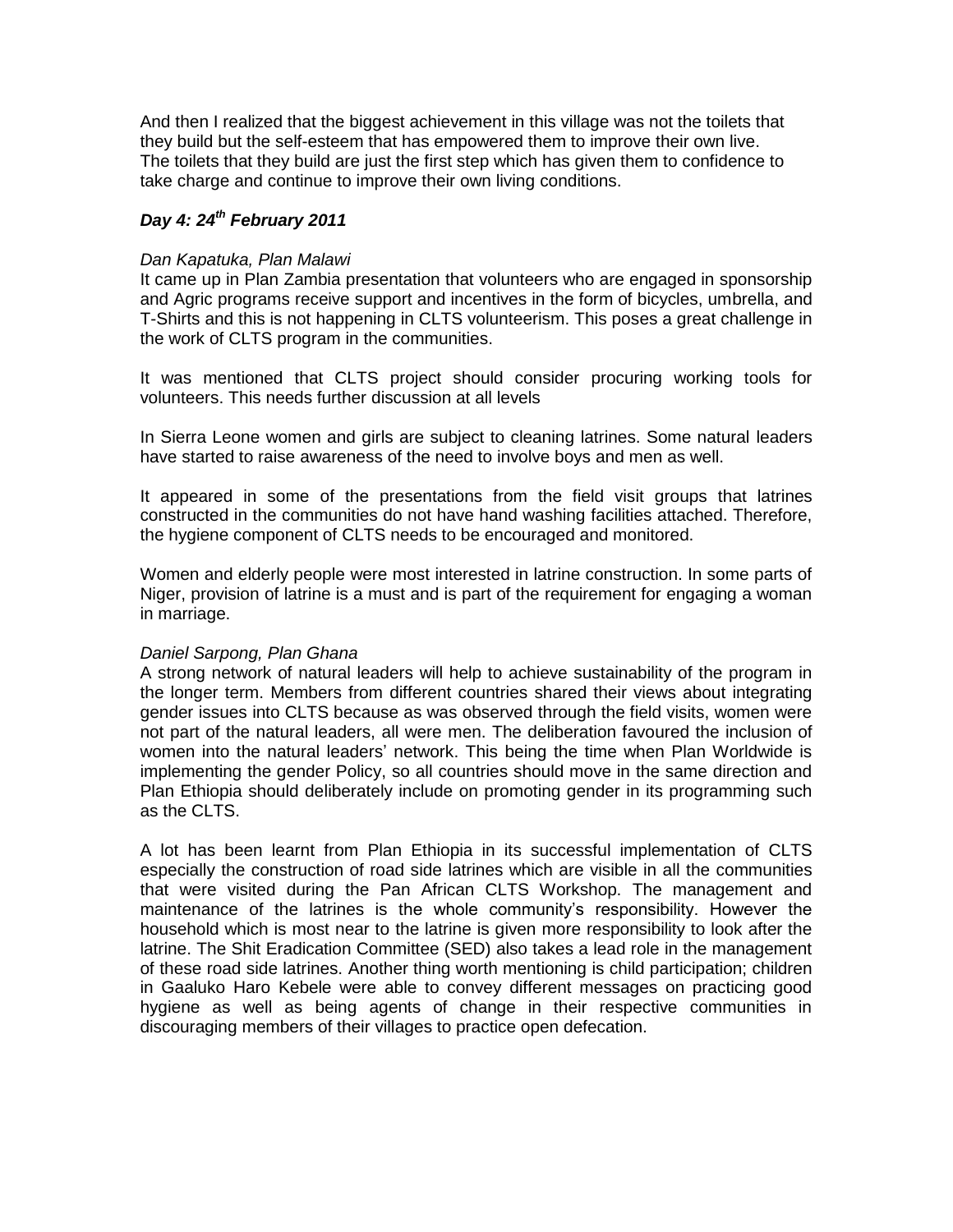And then I realized that the biggest achievement in this village was not the toilets that they build but the self-esteem that has empowered them to improve their own live. The toilets that they build are just the first step which has given them to confidence to take charge and continue to improve their own living conditions.

### *Day 4: 24th February 2011*

*Dan Kapatuka, Plan Malawi*

It came up in Plan Zambia presentation that volunteers who are engaged in sponsorship and Agric programs receive support and incentives in the form of bicycles, umbrella, and T-Shirts and this is not happening in CLTS volunteerism. This poses a great challenge in the work of CLTS program in the communities.

It was mentioned that CLTS project should consider procuring working tools for volunteers. This needs further discussion at all levels

In Sierra Leone women and girls are subject to cleaning latrines. Some natural leaders have started to raise awareness of the need to involve boys and men as well.

It appeared in some of the presentations from the field visit groups that latrines constructed in the communities do not have hand washing facilities attached. Therefore, the hygiene component of CLTS needs to be encouraged and monitored.

Women and elderly people were most interested in latrine construction. In some parts of Niger, provision of latrine is a must and is part of the requirement for engaging a woman in marriage.

*Daniel Sarpong, Plan Ghana*

A strong network of natural leaders will help to achieve sustainability of the program in the longer term. Members from different countries shared their views about integrating gender issues into CLTS because as was observed through the field visits, women were not part of the natural leaders, all were men. The deliberation favoured the inclusion of women into the natural leaders' network. This being the time when Plan Worldwide is implementing the gender Policy, so all countries should move in the same direction and Plan Ethiopia should deliberately include on promoting gender in its programming such as the CLTS.

A lot has been learnt from Plan Ethiopia in its successful implementation of CLTS especially the construction of road side latrines which are visible in all the communities that were visited during the Pan African CLTS Workshop. The management and maintenance of the latrines is the whole community's responsibility. However the household which is most near to the latrine is given more responsibility to look after the latrine. The Shit Eradication Committee (SED) also takes a lead role in the management of these road side latrines. Another thing worth mentioning is child participation; children in Gaaluko Haro Kebele were able to convey different messages on practicing good hygiene as well as being agents of change in their respective communities in discouraging members of their villages to practice open defecation.